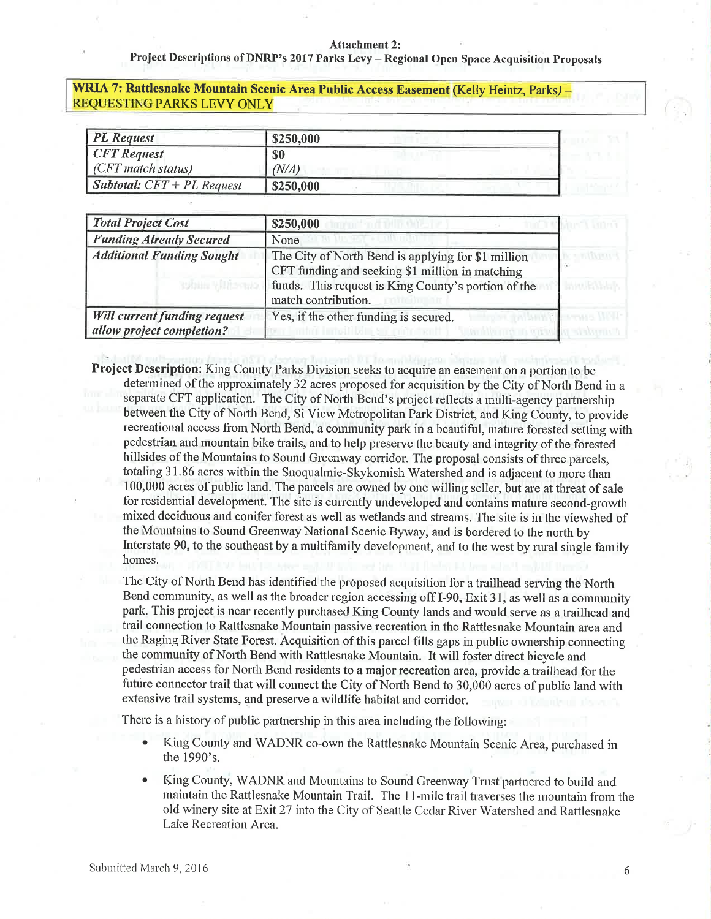**Attachment 2:**
**Project Descriptions of DNRP's 2017 Parks Levy – Regional Open Space Acquisition Proposals**

**WRIA 7: Rattlesnake Mountain Scenic Area Public Access Easement** (Kelly Heintz, Parks) – REQUESTING PARKS LEVY ONLY

| | |
|---|---|
| *PL Request* | $250,000 |
| *CFT Request* (*CFT match status*) | $0 (*N/A*) |
| ***Subtotal: CFT + PL Request*** | $250,000 |

| | |
|---|---|
| ***Total Project Cost*** | $250,000 |
| ***Funding Already Secured*** | None |
| ***Additional Funding Sought*** | The City of North Bend is applying for $1 million CFT funding and seeking $1 million in matching funds. This request is King County's portion of the match contribution. |
| ***Will current funding request allow project completion?*** | Yes, if the other funding is secured. |

**Project Description:** King County Parks Division seeks to acquire an easement on a portion to be determined of the approximately 32 acres proposed for acquisition by the City of North Bend in a separate CFT application. The City of North Bend's project reflects a multi-agency partnership between the City of North Bend, Si View Metropolitan Park District, and King County, to provide recreational access from North Bend, a community park in a beautiful, mature forested setting with pedestrian and mountain bike trails, and to help preserve the beauty and integrity of the forested hillsides of the Mountains to Sound Greenway corridor. The proposal consists of three parcels, totaling 31.86 acres within the Snoqualmie-Skykomish Watershed and is adjacent to more than 100,000 acres of public land. The parcels are owned by one willing seller, but are at threat of sale for residential development. The site is currently undeveloped and contains mature second-growth mixed deciduous and conifer forest as well as wetlands and streams. The site is in the viewshed of the Mountains to Sound Greenway National Scenic Byway, and is bordered to the north by Interstate 90, to the southeast by a multifamily development, and to the west by rural single family homes.

The City of North Bend has identified the proposed acquisition for a trailhead serving the North Bend community, as well as the broader region accessing off I-90, Exit 31, as well as a community park. This project is near recently purchased King County lands and would serve as a trailhead and trail connection to Rattlesnake Mountain passive recreation in the Rattlesnake Mountain area and the Raging River State Forest. Acquisition of this parcel fills gaps in public ownership connecting the community of North Bend with Rattlesnake Mountain. It will foster direct bicycle and pedestrian access for North Bend residents to a major recreation area, provide a trailhead for the future connector trail that will connect the City of North Bend to 30,000 acres of public land with extensive trail systems, and preserve a wildlife habitat and corridor.

There is a history of public partnership in this area including the following:

- King County and WADNR co-own the Rattlesnake Mountain Scenic Area, purchased in the 1990's.
- King County, WADNR and Mountains to Sound Greenway Trust partnered to build and maintain the Rattlesnake Mountain Trail. The 11-mile trail traverses the mountain from the old winery site at Exit 27 into the City of Seattle Cedar River Watershed and Rattlesnake Lake Recreation Area.

Submitted March 9, 2016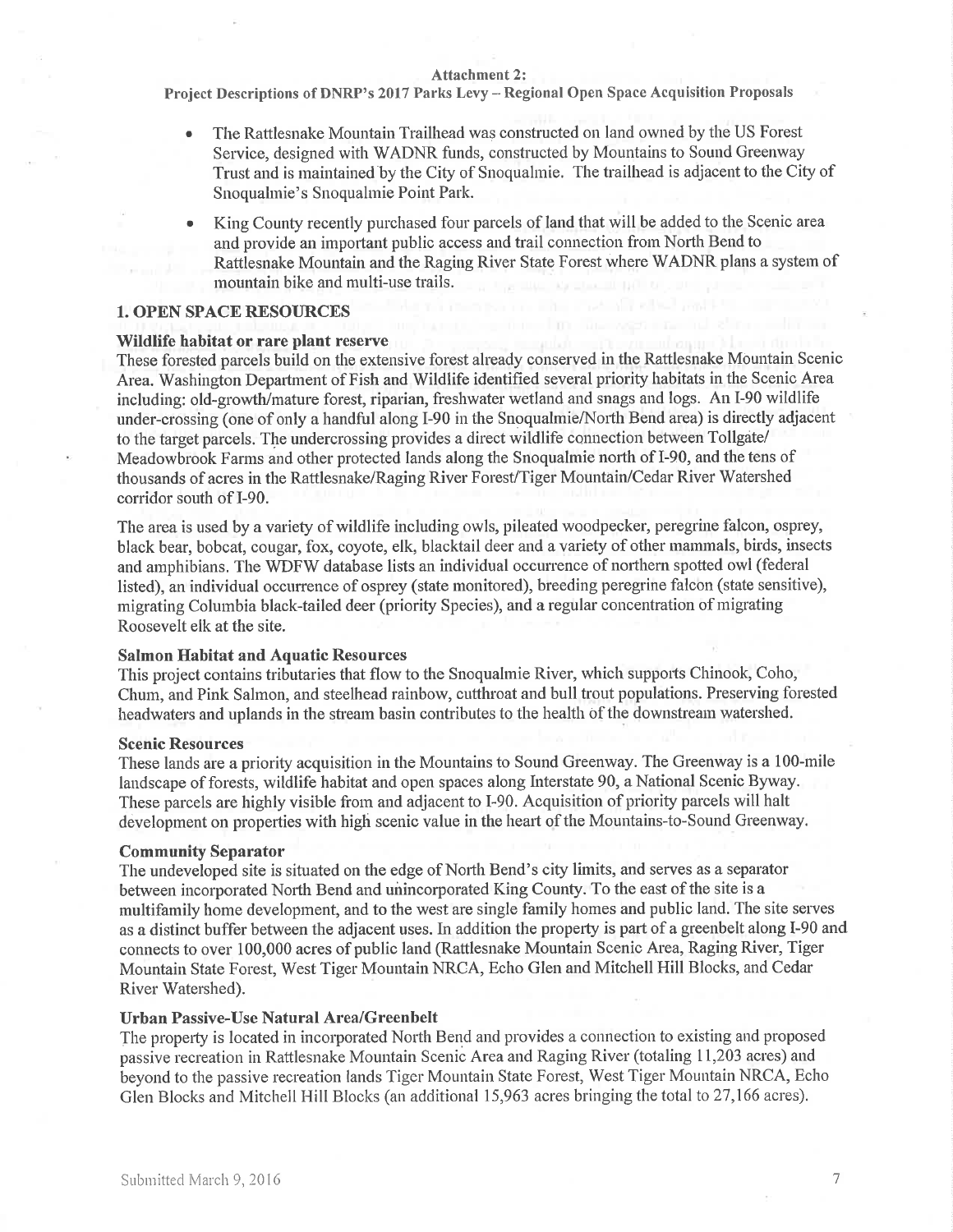**Attachment 2:**
**Project Descriptions of DNRP's 2017 Parks Levy – Regional Open Space Acquisition Proposals**

- The Rattlesnake Mountain Trailhead was constructed on land owned by the US Forest Service, designed with WADNR funds, constructed by Mountains to Sound Greenway Trust and is maintained by the City of Snoqualmie. The trailhead is adjacent to the City of Snoqualmie's Snoqualmie Point Park.
- King County recently purchased four parcels of land that will be added to the Scenic area and provide an important public access and trail connection from North Bend to Rattlesnake Mountain and the Raging River State Forest where WADNR plans a system of mountain bike and multi-use trails.

## 1. OPEN SPACE RESOURCES

### Wildlife habitat or rare plant reserve

These forested parcels build on the extensive forest already conserved in the Rattlesnake Mountain Scenic Area. Washington Department of Fish and Wildlife identified several priority habitats in the Scenic Area including: old-growth/mature forest, riparian, freshwater wetland and snags and logs. An I-90 wildlife under-crossing (one of only a handful along I-90 in the Snoqualmie/North Bend area) is directly adjacent to the target parcels. The undercrossing provides a direct wildlife connection between Tollgate/Meadowbrook Farms and other protected lands along the Snoqualmie north of I-90, and the tens of thousands of acres in the Rattlesnake/Raging River Forest/Tiger Mountain/Cedar River Watershed corridor south of I-90.

The area is used by a variety of wildlife including owls, pileated woodpecker, peregrine falcon, osprey, black bear, bobcat, cougar, fox, coyote, elk, blacktail deer and a variety of other mammals, birds, insects and amphibians. The WDFW database lists an individual occurrence of northern spotted owl (federal listed), an individual occurrence of osprey (state monitored), breeding peregrine falcon (state sensitive), migrating Columbia black-tailed deer (priority Species), and a regular concentration of migrating Roosevelt elk at the site.

### Salmon Habitat and Aquatic Resources

This project contains tributaries that flow to the Snoqualmie River, which supports Chinook, Coho, Chum, and Pink Salmon, and steelhead rainbow, cutthroat and bull trout populations. Preserving forested headwaters and uplands in the stream basin contributes to the health of the downstream watershed.

### Scenic Resources

These lands are a priority acquisition in the Mountains to Sound Greenway. The Greenway is a 100-mile landscape of forests, wildlife habitat and open spaces along Interstate 90, a National Scenic Byway. These parcels are highly visible from and adjacent to I-90. Acquisition of priority parcels will halt development on properties with high scenic value in the heart of the Mountains-to-Sound Greenway.

### Community Separator

The undeveloped site is situated on the edge of North Bend's city limits, and serves as a separator between incorporated North Bend and unincorporated King County. To the east of the site is a multifamily home development, and to the west are single family homes and public land. The site serves as a distinct buffer between the adjacent uses. In addition the property is part of a greenbelt along I-90 and connects to over 100,000 acres of public land (Rattlesnake Mountain Scenic Area, Raging River, Tiger Mountain State Forest, West Tiger Mountain NRCA, Echo Glen and Mitchell Hill Blocks, and Cedar River Watershed).

### Urban Passive-Use Natural Area/Greenbelt

The property is located in incorporated North Bend and provides a connection to existing and proposed passive recreation in Rattlesnake Mountain Scenic Area and Raging River (totaling 11,203 acres) and beyond to the passive recreation lands Tiger Mountain State Forest, West Tiger Mountain NRCA, Echo Glen Blocks and Mitchell Hill Blocks (an additional 15,963 acres bringing the total to 27,166 acres).

Submitted March 9, 2016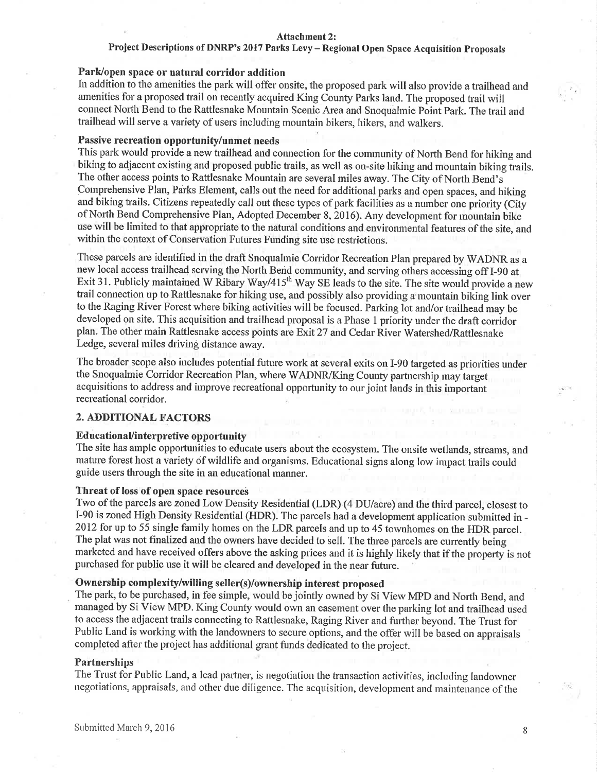**Attachment 2:**
**Project Descriptions of DNRP's 2017 Parks Levy – Regional Open Space Acquisition Proposals**

**Park/open space or natural corridor addition**

In addition to the amenities the park will offer onsite, the proposed park will also provide a trailhead and amenities for a proposed trail on recently acquired King County Parks land. The proposed trail will connect North Bend to the Rattlesnake Mountain Scenic Area and Snoqualmie Point Park. The trail and trailhead will serve a variety of users including mountain bikers, hikers, and walkers.

**Passive recreation opportunity/unmet needs**

This park would provide a new trailhead and connection for the community of North Bend for hiking and biking to adjacent existing and proposed public trails, as well as on-site hiking and mountain biking trails. The other access points to Rattlesnake Mountain are several miles away. The City of North Bend's Comprehensive Plan, Parks Element, calls out the need for additional parks and open spaces, and hiking and biking trails. Citizens repeatedly call out these types of park facilities as a number one priority (City of North Bend Comprehensive Plan, Adopted December 8, 2016). Any development for mountain bike use will be limited to that appropriate to the natural conditions and environmental features of the site, and within the context of Conservation Futures Funding site use restrictions.

These parcels are identified in the draft Snoqualmie Corridor Recreation Plan prepared by WADNR as a new local access trailhead serving the North Bend community, and serving others accessing off I-90 at Exit 31. Publicly maintained W Ribary Way/415th Way SE leads to the site. The site would provide a new trail connection up to Rattlesnake for hiking use, and possibly also providing a mountain biking link over to the Raging River Forest where biking activities will be focused. Parking lot and/or trailhead may be developed on site. This acquisition and trailhead proposal is a Phase 1 priority under the draft corridor plan. The other main Rattlesnake access points are Exit 27 and Cedar River Watershed/Rattlesnake Ledge, several miles driving distance away.

The broader scope also includes potential future work at several exits on I-90 targeted as priorities under the Snoqualmie Corridor Recreation Plan, where WADNR/King County partnership may target acquisitions to address and improve recreational opportunity to our joint lands in this important recreational corridor.

## 2. ADDITIONAL FACTORS

**Educational/interpretive opportunity**

The site has ample opportunities to educate users about the ecosystem. The onsite wetlands, streams, and mature forest host a variety of wildlife and organisms. Educational signs along low impact trails could guide users through the site in an educational manner.

**Threat of loss of open space resources**

Two of the parcels are zoned Low Density Residential (LDR) (4 DU/acre) and the third parcel, closest to I-90 is zoned High Density Residential (HDR). The parcels had a development application submitted in 2012 for up to 55 single family homes on the LDR parcels and up to 45 townhomes on the HDR parcel. The plat was not finalized and the owners have decided to sell. The three parcels are currently being marketed and have received offers above the asking prices and it is highly likely that if the property is not purchased for public use it will be cleared and developed in the near future.

**Ownership complexity/willing seller(s)/ownership interest proposed**

The park, to be purchased, in fee simple, would be jointly owned by Si View MPD and North Bend, and managed by Si View MPD. King County would own an easement over the parking lot and trailhead used to access the adjacent trails connecting to Rattlesnake, Raging River and further beyond. The Trust for Public Land is working with the landowners to secure options, and the offer will be based on appraisals completed after the project has additional grant funds dedicated to the project.

**Partnerships**

The Trust for Public Land, a lead partner, is negotiation the transaction activities, including landowner negotiations, appraisals, and other due diligence. The acquisition, development and maintenance of the

Submitted March 9, 2016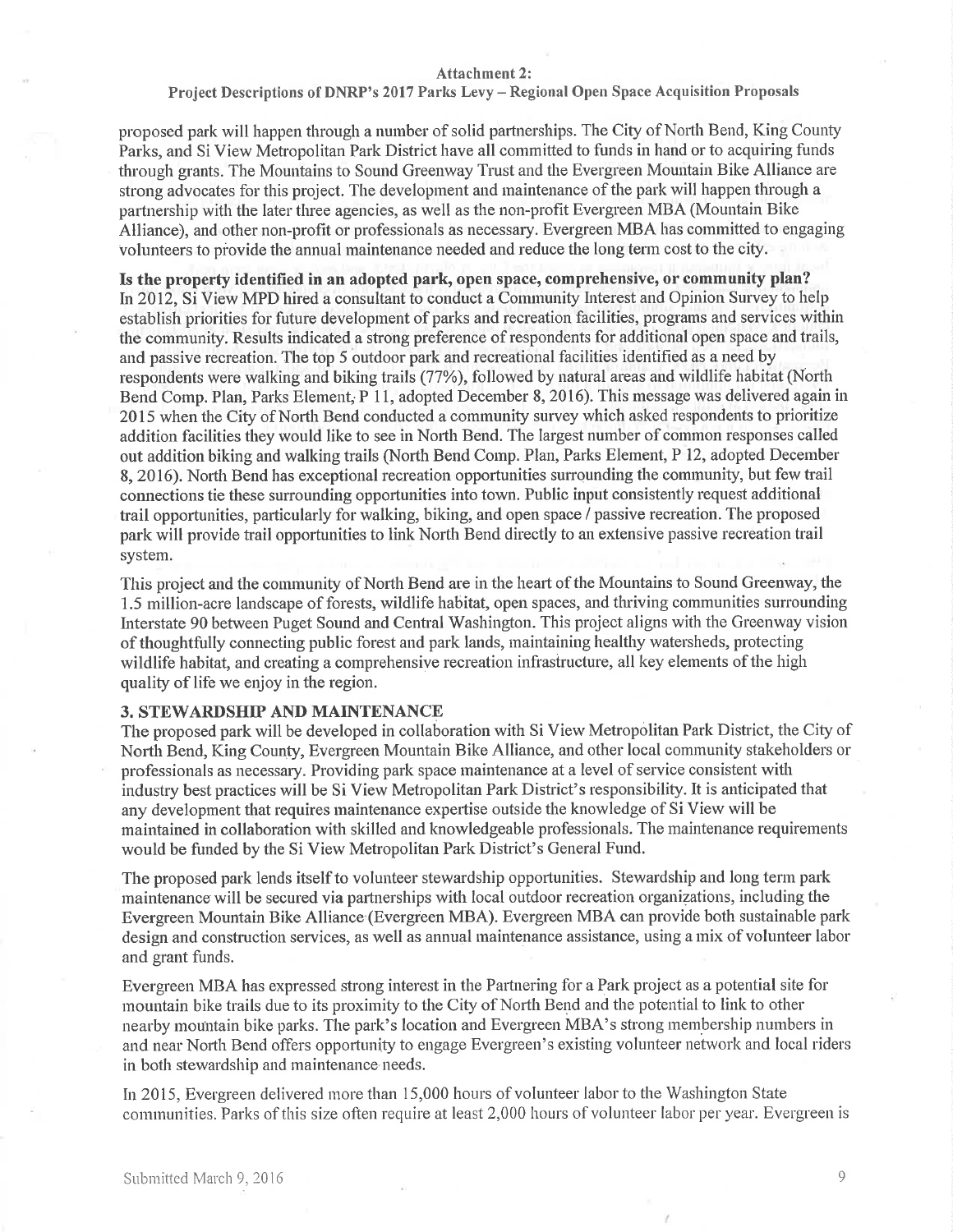proposed park will happen through a number of solid partnerships. The City of North Bend, King County Parks, and Si View Metropolitan Park District have all committed to funds in hand or to acquiring funds through grants. The Mountains to Sound Greenway Trust and the Evergreen Mountain Bike Alliance are strong advocates for this project. The development and maintenance of the park will happen through a partnership with the later three agencies, as well as the non-profit Evergreen MBA (Mountain Bike Alliance), and other non-profit or professionals as necessary. Evergreen MBA has committed to engaging volunteers to provide the annual maintenance needed and reduce the long term cost to the city.

**Is the property identified in an adopted park, open space, comprehensive, or community plan?**
In 2012, Si View MPD hired a consultant to conduct a Community Interest and Opinion Survey to help establish priorities for future development of parks and recreation facilities, programs and services within the community. Results indicated a strong preference of respondents for additional open space and trails, and passive recreation. The top 5 outdoor park and recreational facilities identified as a need by respondents were walking and biking trails (77%), followed by natural areas and wildlife habitat (North Bend Comp. Plan, Parks Element, P 11, adopted December 8, 2016). This message was delivered again in 2015 when the City of North Bend conducted a community survey which asked respondents to prioritize addition facilities they would like to see in North Bend. The largest number of common responses called out addition biking and walking trails (North Bend Comp. Plan, Parks Element, P 12, adopted December 8, 2016). North Bend has exceptional recreation opportunities surrounding the community, but few trail connections tie these surrounding opportunities into town. Public input consistently request additional trail opportunities, particularly for walking, biking, and open space / passive recreation. The proposed park will provide trail opportunities to link North Bend directly to an extensive passive recreation trail system.

This project and the community of North Bend are in the heart of the Mountains to Sound Greenway, the 1.5 million-acre landscape of forests, wildlife habitat, open spaces, and thriving communities surrounding Interstate 90 between Puget Sound and Central Washington. This project aligns with the Greenway vision of thoughtfully connecting public forest and park lands, maintaining healthy watersheds, protecting wildlife habitat, and creating a comprehensive recreation infrastructure, all key elements of the high quality of life we enjoy in the region.

**3. STEWARDSHIP AND MAINTENANCE**
The proposed park will be developed in collaboration with Si View Metropolitan Park District, the City of North Bend, King County, Evergreen Mountain Bike Alliance, and other local community stakeholders or professionals as necessary. Providing park space maintenance at a level of service consistent with industry best practices will be Si View Metropolitan Park District's responsibility. It is anticipated that any development that requires maintenance expertise outside the knowledge of Si View will be maintained in collaboration with skilled and knowledgeable professionals. The maintenance requirements would be funded by the Si View Metropolitan Park District's General Fund.

The proposed park lends itself to volunteer stewardship opportunities. Stewardship and long term park maintenance will be secured via partnerships with local outdoor recreation organizations, including the Evergreen Mountain Bike Alliance (Evergreen MBA). Evergreen MBA can provide both sustainable park design and construction services, as well as annual maintenance assistance, using a mix of volunteer labor and grant funds.

Evergreen MBA has expressed strong interest in the Partnering for a Park project as a potential site for mountain bike trails due to its proximity to the City of North Bend and the potential to link to other nearby mountain bike parks. The park's location and Evergreen MBA's strong membership numbers in and near North Bend offers opportunity to engage Evergreen's existing volunteer network and local riders in both stewardship and maintenance needs.

In 2015, Evergreen delivered more than 15,000 hours of volunteer labor to the Washington State communities. Parks of this size often require at least 2,000 hours of volunteer labor per year. Evergreen is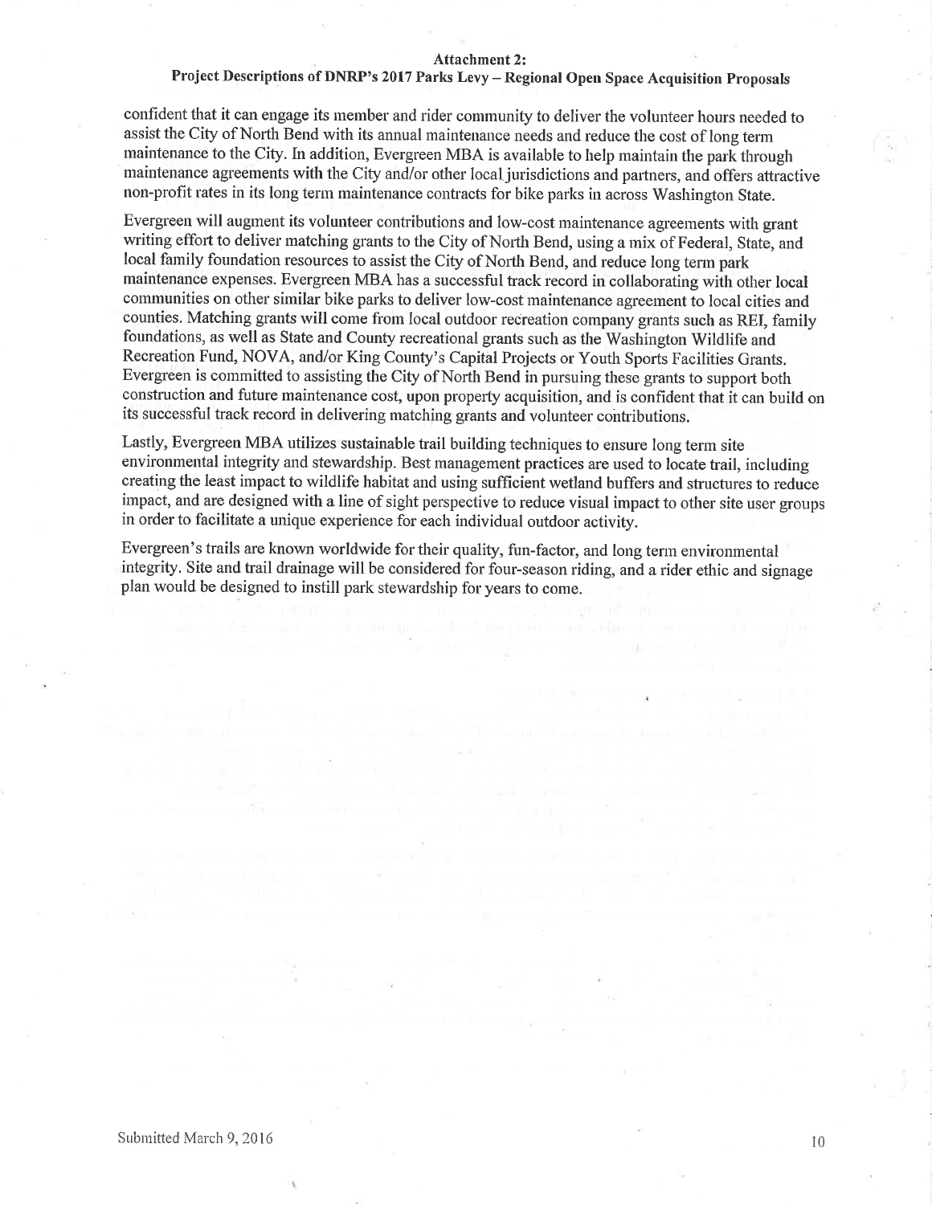confident that it can engage its member and rider community to deliver the volunteer hours needed to assist the City of North Bend with its annual maintenance needs and reduce the cost of long term maintenance to the City. In addition, Evergreen MBA is available to help maintain the park through maintenance agreements with the City and/or other local jurisdictions and partners, and offers attractive non-profit rates in its long term maintenance contracts for bike parks in across Washington State.

Evergreen will augment its volunteer contributions and low-cost maintenance agreements with grant writing effort to deliver matching grants to the City of North Bend, using a mix of Federal, State, and local family foundation resources to assist the City of North Bend, and reduce long term park maintenance expenses. Evergreen MBA has a successful track record in collaborating with other local communities on other similar bike parks to deliver low-cost maintenance agreement to local cities and counties. Matching grants will come from local outdoor recreation company grants such as REI, family foundations, as well as State and County recreational grants such as the Washington Wildlife and Recreation Fund, NOVA, and/or King County's Capital Projects or Youth Sports Facilities Grants. Evergreen is committed to assisting the City of North Bend in pursuing these grants to support both construction and future maintenance cost, upon property acquisition, and is confident that it can build on its successful track record in delivering matching grants and volunteer contributions.

Lastly, Evergreen MBA utilizes sustainable trail building techniques to ensure long term site environmental integrity and stewardship. Best management practices are used to locate trail, including creating the least impact to wildlife habitat and using sufficient wetland buffers and structures to reduce impact, and are designed with a line of sight perspective to reduce visual impact to other site user groups in order to facilitate a unique experience for each individual outdoor activity.

Evergreen's trails are known worldwide for their quality, fun-factor, and long term environmental integrity. Site and trail drainage will be considered for four-season riding, and a rider ethic and signage plan would be designed to instill park stewardship for years to come.